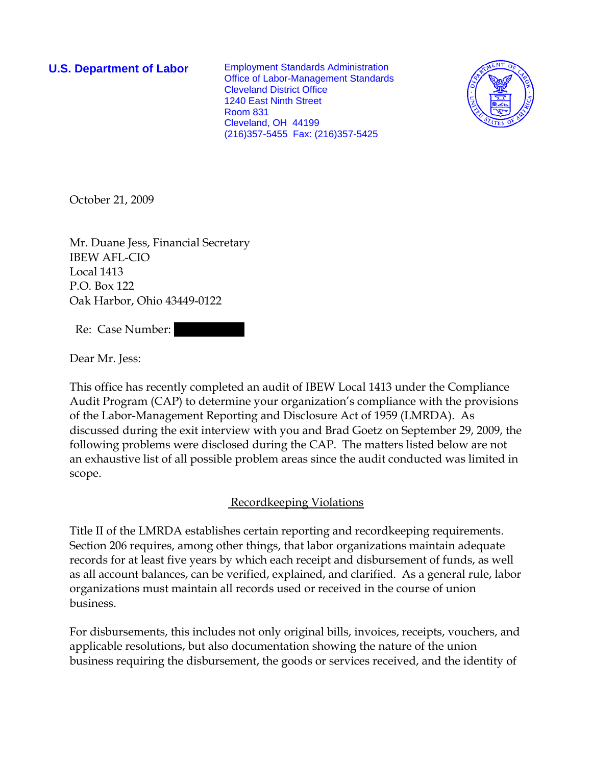**U.S. Department of Labor**

Employment Standards Administration
Office of Labor-Management Standards
Cleveland District Office
1240 East Ninth Street
Room 831
Cleveland, OH 44199
(216)357-5455 Fax: (216)357-5425

October 21, 2009

Mr. Duane Jess, Financial Secretary
IBEW AFL-CIO
Local 1413
P.O. Box 122
Oak Harbor, Ohio 43449-0122

Re: Case Number: [redacted]

Dear Mr. Jess:

This office has recently completed an audit of IBEW Local 1413 under the Compliance Audit Program (CAP) to determine your organization's compliance with the provisions of the Labor-Management Reporting and Disclosure Act of 1959 (LMRDA). As discussed during the exit interview with you and Brad Goetz on September 29, 2009, the following problems were disclosed during the CAP. The matters listed below are not an exhaustive list of all possible problem areas since the audit conducted was limited in scope.

## Recordkeeping Violations

Title II of the LMRDA establishes certain reporting and recordkeeping requirements. Section 206 requires, among other things, that labor organizations maintain adequate records for at least five years by which each receipt and disbursement of funds, as well as all account balances, can be verified, explained, and clarified. As a general rule, labor organizations must maintain all records used or received in the course of union business.

For disbursements, this includes not only original bills, invoices, receipts, vouchers, and applicable resolutions, but also documentation showing the nature of the union business requiring the disbursement, the goods or services received, and the identity of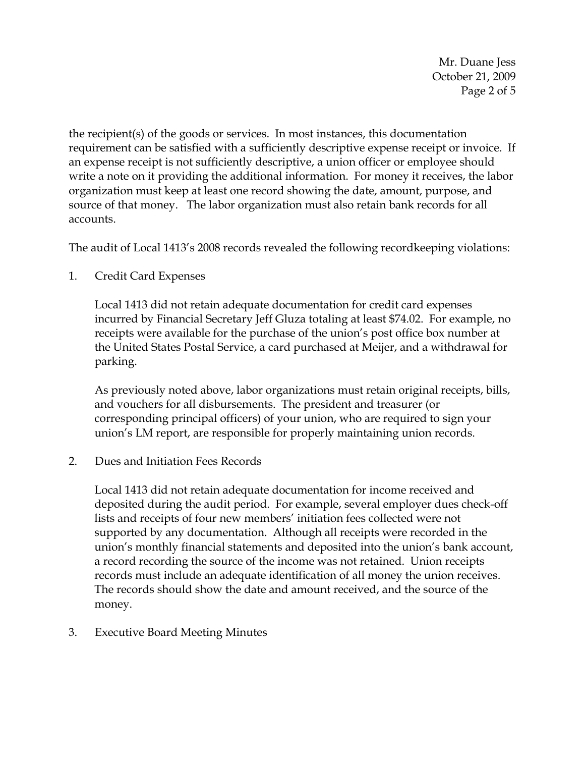the recipient(s) of the goods or services. In most instances, this documentation requirement can be satisfied with a sufficiently descriptive expense receipt or invoice. If an expense receipt is not sufficiently descriptive, a union officer or employee should write a note on it providing the additional information. For money it receives, the labor organization must keep at least one record showing the date, amount, purpose, and source of that money. The labor organization must also retain bank records for all accounts.

The audit of Local 1413's 2008 records revealed the following recordkeeping violations:

1. Credit Card Expenses

   Local 1413 did not retain adequate documentation for credit card expenses incurred by Financial Secretary Jeff Gluza totaling at least $74.02. For example, no receipts were available for the purchase of the union's post office box number at the United States Postal Service, a card purchased at Meijer, and a withdrawal for parking.

   As previously noted above, labor organizations must retain original receipts, bills, and vouchers for all disbursements. The president and treasurer (or corresponding principal officers) of your union, who are required to sign your union's LM report, are responsible for properly maintaining union records.

2. Dues and Initiation Fees Records

   Local 1413 did not retain adequate documentation for income received and deposited during the audit period. For example, several employer dues check-off lists and receipts of four new members' initiation fees collected were not supported by any documentation. Although all receipts were recorded in the union's monthly financial statements and deposited into the union's bank account, a record recording the source of the income was not retained. Union receipts records must include an adequate identification of all money the union receives. The records should show the date and amount received, and the source of the money.

3. Executive Board Meeting Minutes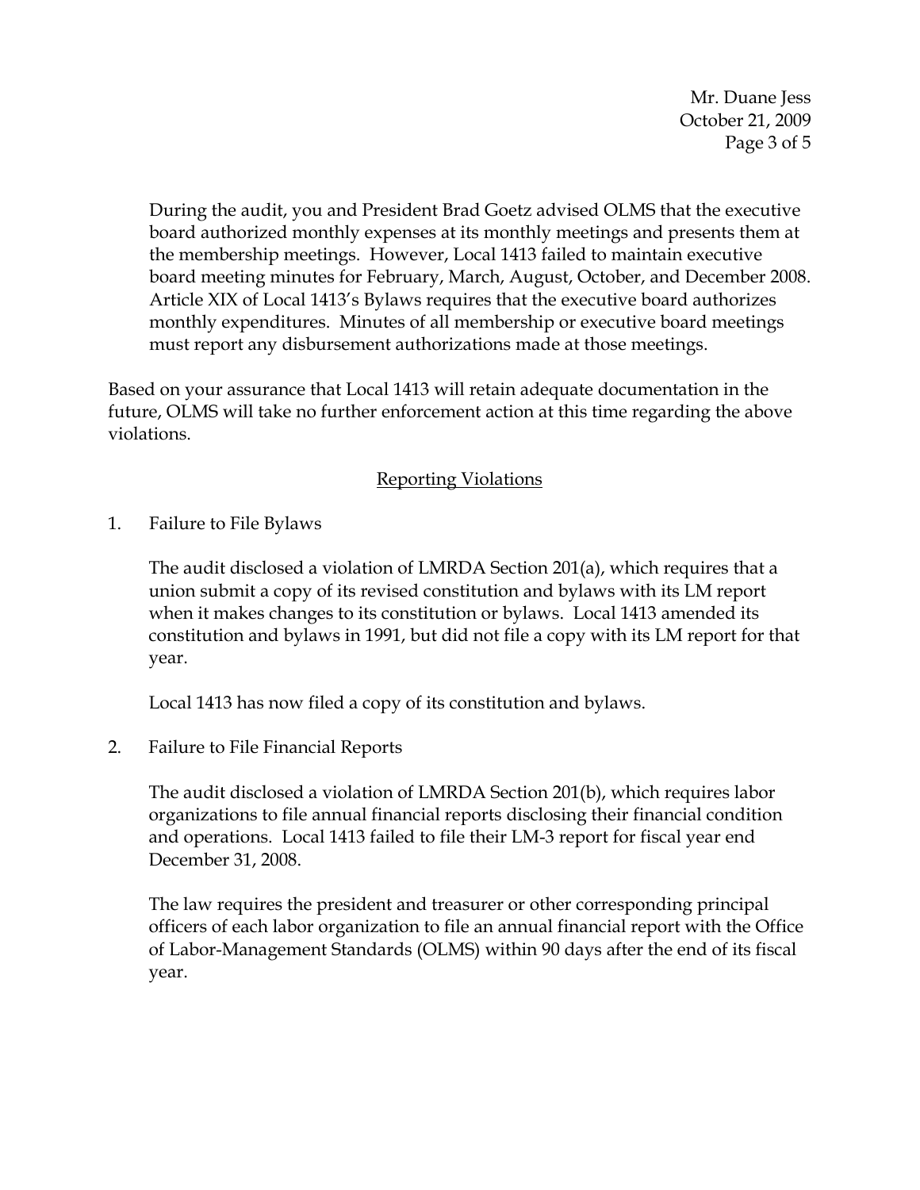During the audit, you and President Brad Goetz advised OLMS that the executive board authorized monthly expenses at its monthly meetings and presents them at the membership meetings. However, Local 1413 failed to maintain executive board meeting minutes for February, March, August, October, and December 2008. Article XIX of Local 1413's Bylaws requires that the executive board authorizes monthly expenditures. Minutes of all membership or executive board meetings must report any disbursement authorizations made at those meetings.

Based on your assurance that Local 1413 will retain adequate documentation in the future, OLMS will take no further enforcement action at this time regarding the above violations.

## Reporting Violations

1. Failure to File Bylaws

   The audit disclosed a violation of LMRDA Section 201(a), which requires that a union submit a copy of its revised constitution and bylaws with its LM report when it makes changes to its constitution or bylaws. Local 1413 amended its constitution and bylaws in 1991, but did not file a copy with its LM report for that year.

   Local 1413 has now filed a copy of its constitution and bylaws.

2. Failure to File Financial Reports

   The audit disclosed a violation of LMRDA Section 201(b), which requires labor organizations to file annual financial reports disclosing their financial condition and operations. Local 1413 failed to file their LM-3 report for fiscal year end December 31, 2008.

   The law requires the president and treasurer or other corresponding principal officers of each labor organization to file an annual financial report with the Office of Labor-Management Standards (OLMS) within 90 days after the end of its fiscal year.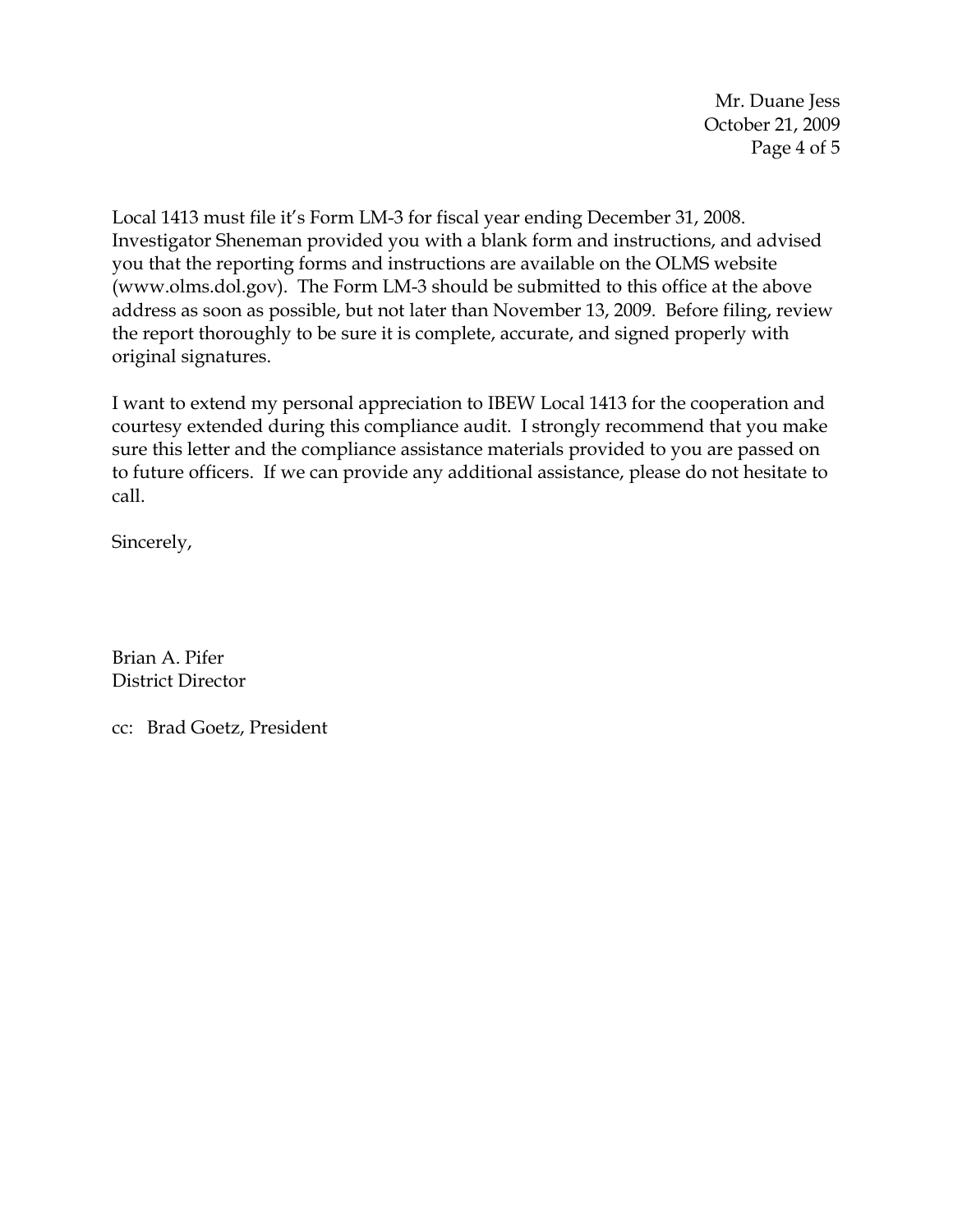Local 1413 must file it's Form LM-3 for fiscal year ending December 31, 2008. Investigator Sheneman provided you with a blank form and instructions, and advised you that the reporting forms and instructions are available on the OLMS website (www.olms.dol.gov). The Form LM-3 should be submitted to this office at the above address as soon as possible, but not later than November 13, 2009. Before filing, review the report thoroughly to be sure it is complete, accurate, and signed properly with original signatures.

I want to extend my personal appreciation to IBEW Local 1413 for the cooperation and courtesy extended during this compliance audit. I strongly recommend that you make sure this letter and the compliance assistance materials provided to you are passed on to future officers. If we can provide any additional assistance, please do not hesitate to call.

Sincerely,

Brian A. Pifer
District Director

cc: Brad Goetz, President